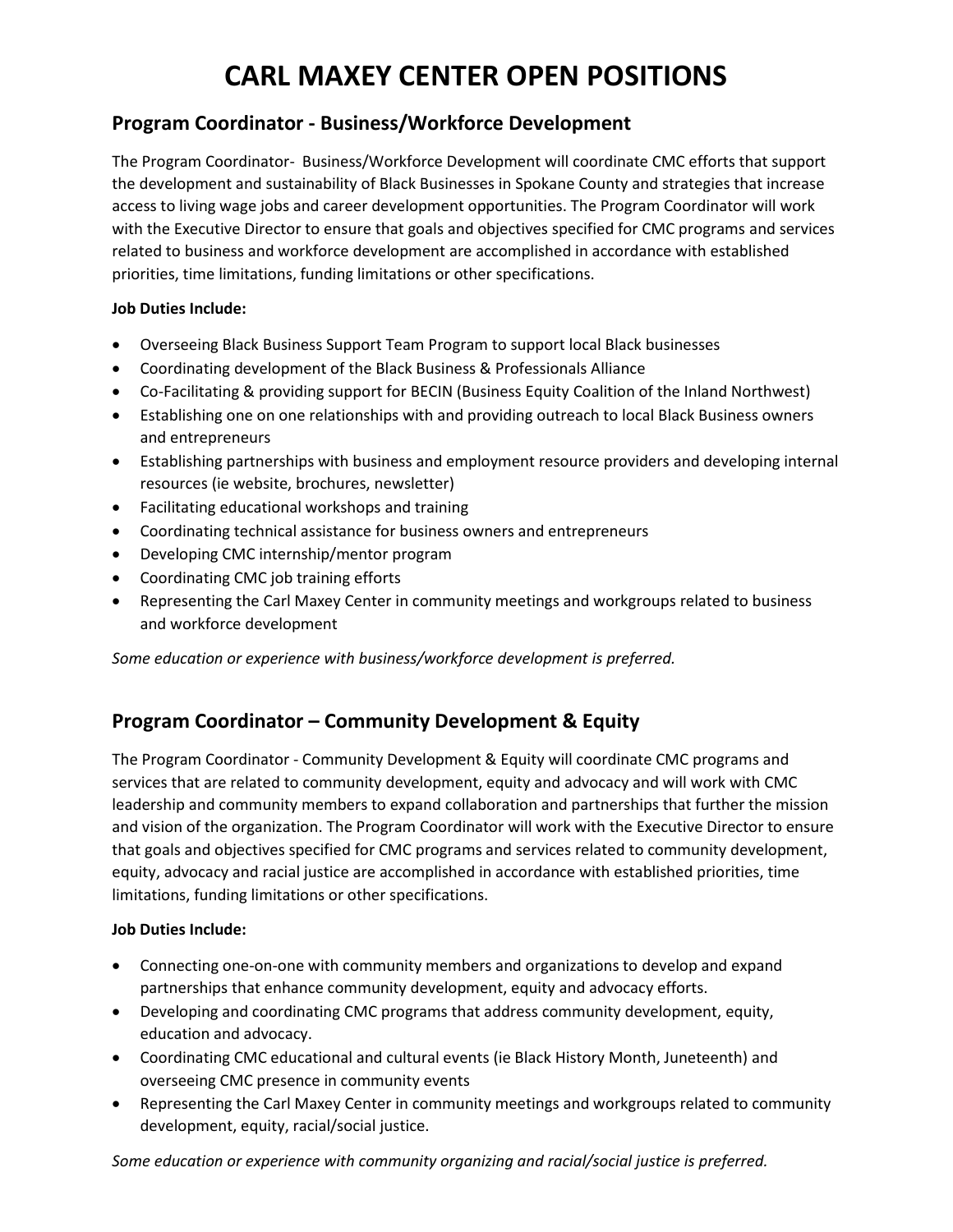# CARL MAXEY CENTER OPEN POSITIONS

## Program Coordinator - Business/Workforce Development

The Program Coordinator- Business/Workforce Development will coordinate CMC efforts that support the development and sustainability of Black Businesses in Spokane County and strategies that increase access to living wage jobs and career development opportunities. The Program Coordinator will work with the Executive Director to ensure that goals and objectives specified for CMC programs and services related to business and workforce development are accomplished in accordance with established priorities, time limitations, funding limitations or other specifications.

**Job Duties Include:**

- Overseeing Black Business Support Team Program to support local Black businesses
- Coordinating development of the Black Business & Professionals Alliance
- Co-Facilitating & providing support for BECIN (Business Equity Coalition of the Inland Northwest)
- Establishing one on one relationships with and providing outreach to local Black Business owners and entrepreneurs
- Establishing partnerships with business and employment resource providers and developing internal resources (ie website, brochures, newsletter)
- Facilitating educational workshops and training
- Coordinating technical assistance for business owners and entrepreneurs
- Developing CMC internship/mentor program
- Coordinating CMC job training efforts
- Representing the Carl Maxey Center in community meetings and workgroups related to business and workforce development

*Some education or experience with business/workforce development is preferred.*

## Program Coordinator – Community Development & Equity

The Program Coordinator - Community Development & Equity will coordinate CMC programs and services that are related to community development, equity and advocacy and will work with CMC leadership and community members to expand collaboration and partnerships that further the mission and vision of the organization. The Program Coordinator will work with the Executive Director to ensure that goals and objectives specified for CMC programs and services related to community development, equity, advocacy and racial justice are accomplished in accordance with established priorities, time limitations, funding limitations or other specifications.

**Job Duties Include:**

- Connecting one-on-one with community members and organizations to develop and expand partnerships that enhance community development, equity and advocacy efforts.
- Developing and coordinating CMC programs that address community development, equity, education and advocacy.
- Coordinating CMC educational and cultural events (ie Black History Month, Juneteenth) and overseeing CMC presence in community events
- Representing the Carl Maxey Center in community meetings and workgroups related to community development, equity, racial/social justice.

*Some education or experience with community organizing and racial/social justice is preferred.*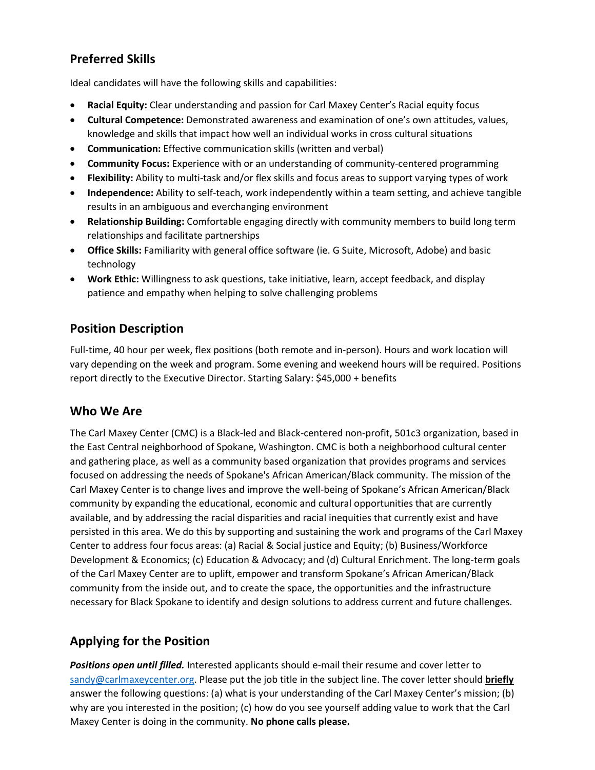## Preferred Skills

Ideal candidates will have the following skills and capabilities:

- **Racial Equity:** Clear understanding and passion for Carl Maxey Center's Racial equity focus
- **Cultural Competence:** Demonstrated awareness and examination of one's own attitudes, values, knowledge and skills that impact how well an individual works in cross cultural situations
- **Communication:** Effective communication skills (written and verbal)
- **Community Focus:** Experience with or an understanding of community-centered programming
- **Flexibility:** Ability to multi-task and/or flex skills and focus areas to support varying types of work
- **Independence:** Ability to self-teach, work independently within a team setting, and achieve tangible results in an ambiguous and everchanging environment
- **Relationship Building:** Comfortable engaging directly with community members to build long term relationships and facilitate partnerships
- **Office Skills:** Familiarity with general office software (ie. G Suite, Microsoft, Adobe) and basic technology
- **Work Ethic:** Willingness to ask questions, take initiative, learn, accept feedback, and display patience and empathy when helping to solve challenging problems

## Position Description

Full-time, 40 hour per week, flex positions (both remote and in-person). Hours and work location will vary depending on the week and program. Some evening and weekend hours will be required. Positions report directly to the Executive Director. Starting Salary: $45,000 + benefits

## Who We Are

The Carl Maxey Center (CMC) is a Black-led and Black-centered non-profit, 501c3 organization, based in the East Central neighborhood of Spokane, Washington. CMC is both a neighborhood cultural center and gathering place, as well as a community based organization that provides programs and services focused on addressing the needs of Spokane's African American/Black community. The mission of the Carl Maxey Center is to change lives and improve the well-being of Spokane's African American/Black community by expanding the educational, economic and cultural opportunities that are currently available, and by addressing the racial disparities and racial inequities that currently exist and have persisted in this area. We do this by supporting and sustaining the work and programs of the Carl Maxey Center to address four focus areas: (a) Racial & Social justice and Equity; (b) Business/Workforce Development & Economics; (c) Education & Advocacy; and (d) Cultural Enrichment. The long-term goals of the Carl Maxey Center are to uplift, empower and transform Spokane's African American/Black community from the inside out, and to create the space, the opportunities and the infrastructure necessary for Black Spokane to identify and design solutions to address current and future challenges.

## Applying for the Position

***Positions open until filled.*** Interested applicants should e-mail their resume and cover letter to sandy@carlmaxeycenter.org. Please put the job title in the subject line. The cover letter should **briefly** answer the following questions: (a) what is your understanding of the Carl Maxey Center's mission; (b) why are you interested in the position; (c) how do you see yourself adding value to work that the Carl Maxey Center is doing in the community. **No phone calls please.**